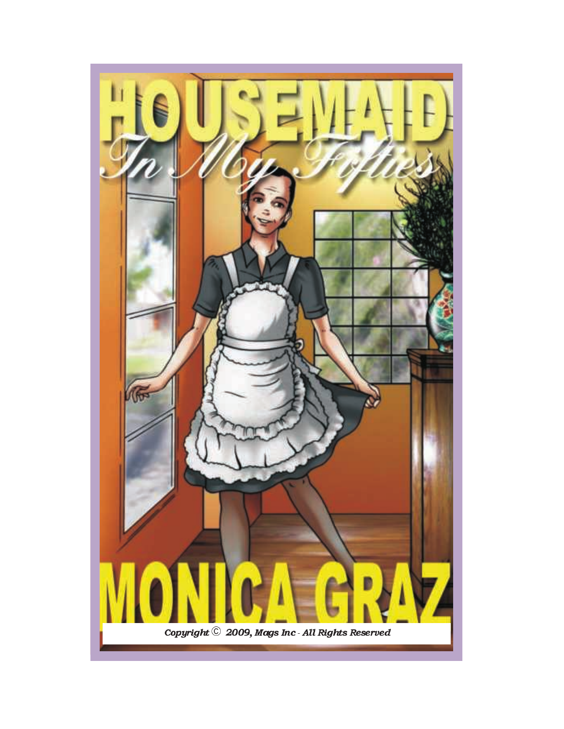# HOUSEMAID

## *In My Fifties*

# MONICA GRAZ

*Copyright © 2009, Mags Inc - All Rights Reserved*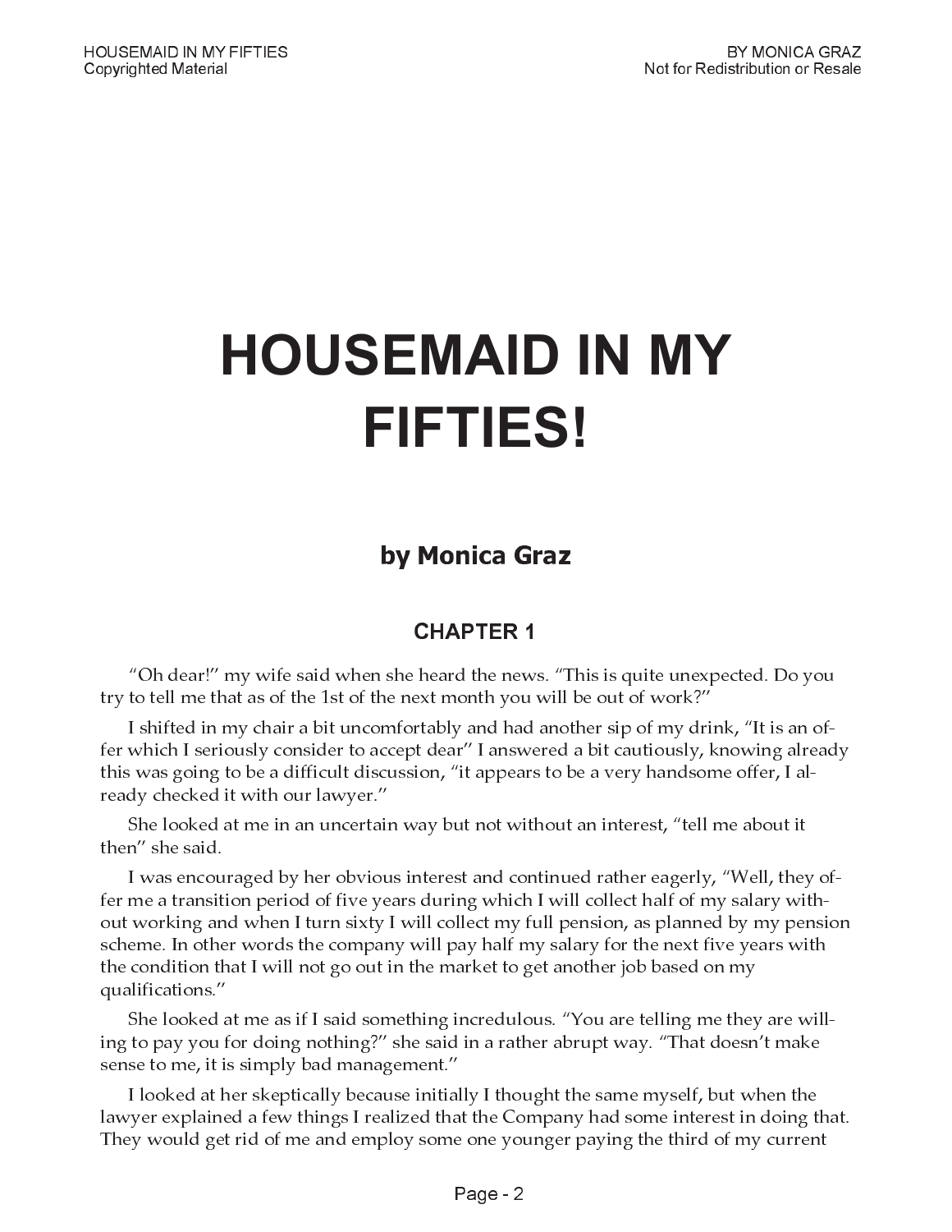# HOUSEMAID IN MY FIFTIES!

**by Monica Graz**

## CHAPTER 1

"Oh dear!" my wife said when she heard the news. "This is quite unexpected. Do you try to tell me that as of the 1st of the next month you will be out of work?"

I shifted in my chair a bit uncomfortably and had another sip of my drink, "It is an offer which I seriously consider to accept dear" I answered a bit cautiously, knowing already this was going to be a difficult discussion, "it appears to be a very handsome offer, I already checked it with our lawyer."

She looked at me in an uncertain way but not without an interest, "tell me about it then" she said.

I was encouraged by her obvious interest and continued rather eagerly, "Well, they offer me a transition period of five years during which I will collect half of my salary without working and when I turn sixty I will collect my full pension, as planned by my pension scheme. In other words the company will pay half my salary for the next five years with the condition that I will not go out in the market to get another job based on my qualifications."

She looked at me as if I said something incredulous. "You are telling me they are willing to pay you for doing nothing?" she said in a rather abrupt way. "That doesn't make sense to me, it is simply bad management."

I looked at her skeptically because initially I thought the same myself, but when the lawyer explained a few things I realized that the Company had some interest in doing that. They would get rid of me and employ some one younger paying the third of my current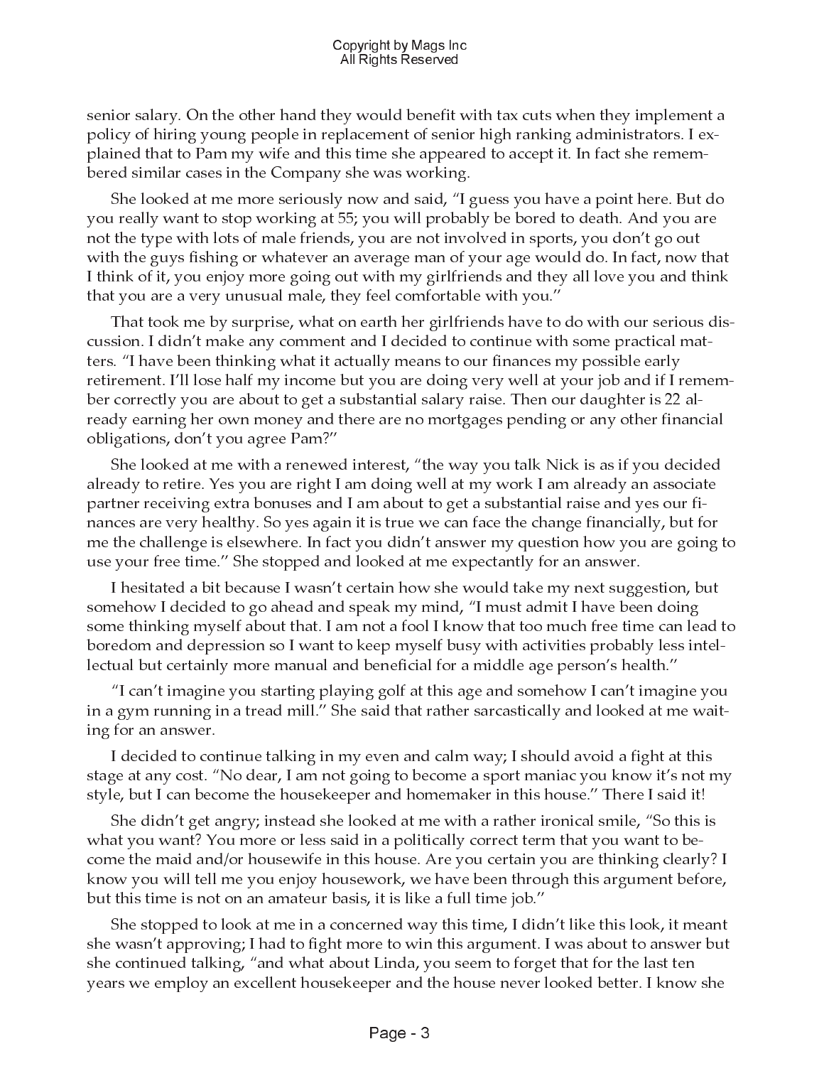senior salary. On the other hand they would benefit with tax cuts when they implement a policy of hiring young people in replacement of senior high ranking administrators. I explained that to Pam my wife and this time she appeared to accept it. In fact she remembered similar cases in the Company she was working.

She looked at me more seriously now and said, "I guess you have a point here. But do you really want to stop working at 55; you will probably be bored to death. And you are not the type with lots of male friends, you are not involved in sports, you don't go out with the guys fishing or whatever an average man of your age would do. In fact, now that I think of it, you enjoy more going out with my girlfriends and they all love you and think that you are a very unusual male, they feel comfortable with you."

That took me by surprise, what on earth her girlfriends have to do with our serious discussion. I didn't make any comment and I decided to continue with some practical matters. "I have been thinking what it actually means to our finances my possible early retirement. I'll lose half my income but you are doing very well at your job and if I remember correctly you are about to get a substantial salary raise. Then our daughter is 22 already earning her own money and there are no mortgages pending or any other financial obligations, don't you agree Pam?"

She looked at me with a renewed interest, "the way you talk Nick is as if you decided already to retire. Yes you are right I am doing well at my work I am already an associate partner receiving extra bonuses and I am about to get a substantial raise and yes our finances are very healthy. So yes again it is true we can face the change financially, but for me the challenge is elsewhere. In fact you didn't answer my question how you are going to use your free time." She stopped and looked at me expectantly for an answer.

I hesitated a bit because I wasn't certain how she would take my next suggestion, but somehow I decided to go ahead and speak my mind, "I must admit I have been doing some thinking myself about that. I am not a fool I know that too much free time can lead to boredom and depression so I want to keep myself busy with activities probably less intellectual but certainly more manual and beneficial for a middle age person's health."

"I can't imagine you starting playing golf at this age and somehow I can't imagine you in a gym running in a tread mill." She said that rather sarcastically and looked at me waiting for an answer.

I decided to continue talking in my even and calm way; I should avoid a fight at this stage at any cost. "No dear, I am not going to become a sport maniac you know it's not my style, but I can become the housekeeper and homemaker in this house." There I said it!

She didn't get angry; instead she looked at me with a rather ironical smile, "So this is what you want? You more or less said in a politically correct term that you want to become the maid and/or housewife in this house. Are you certain you are thinking clearly? I know you will tell me you enjoy housework, we have been through this argument before, but this time is not on an amateur basis, it is like a full time job."

She stopped to look at me in a concerned way this time, I didn't like this look, it meant she wasn't approving; I had to fight more to win this argument. I was about to answer but she continued talking, "and what about Linda, you seem to forget that for the last ten years we employ an excellent housekeeper and the house never looked better. I know she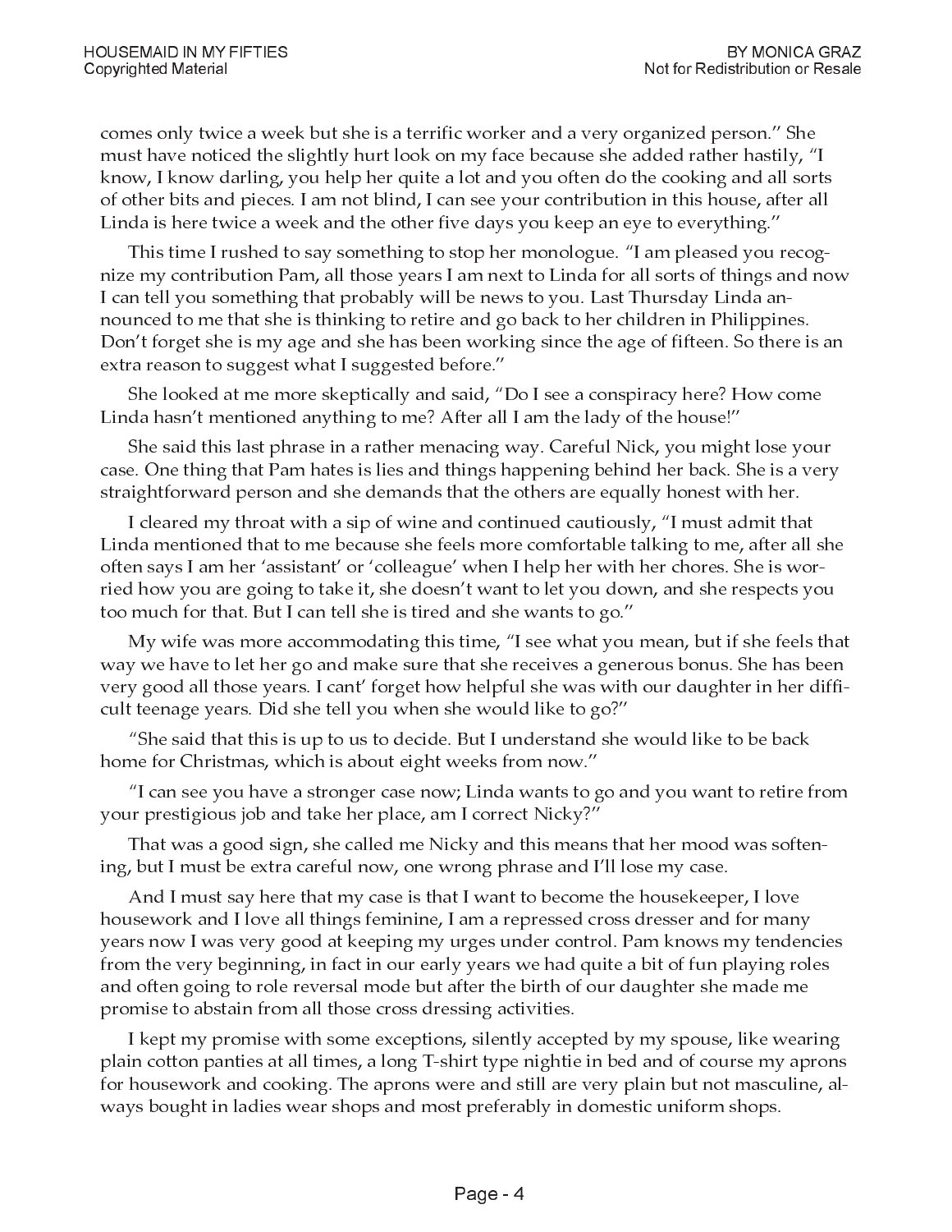comes only twice a week but she is a terrific worker and a very organized person." She must have noticed the slightly hurt look on my face because she added rather hastily, "I know, I know darling, you help her quite a lot and you often do the cooking and all sorts of other bits and pieces. I am not blind, I can see your contribution in this house, after all Linda is here twice a week and the other five days you keep an eye to everything."

This time I rushed to say something to stop her monologue. "I am pleased you recognize my contribution Pam, all those years I am next to Linda for all sorts of things and now I can tell you something that probably will be news to you. Last Thursday Linda announced to me that she is thinking to retire and go back to her children in Philippines. Don't forget she is my age and she has been working since the age of fifteen. So there is an extra reason to suggest what I suggested before."

She looked at me more skeptically and said, "Do I see a conspiracy here? How come Linda hasn't mentioned anything to me? After all I am the lady of the house!"

She said this last phrase in a rather menacing way. Careful Nick, you might lose your case. One thing that Pam hates is lies and things happening behind her back. She is a very straightforward person and she demands that the others are equally honest with her.

I cleared my throat with a sip of wine and continued cautiously, "I must admit that Linda mentioned that to me because she feels more comfortable talking to me, after all she often says I am her 'assistant' or 'colleague' when I help her with her chores. She is worried how you are going to take it, she doesn't want to let you down, and she respects you too much for that. But I can tell she is tired and she wants to go."

My wife was more accommodating this time, "I see what you mean, but if she feels that way we have to let her go and make sure that she receives a generous bonus. She has been very good all those years. I cant' forget how helpful she was with our daughter in her difficult teenage years. Did she tell you when she would like to go?"

"She said that this is up to us to decide. But I understand she would like to be back home for Christmas, which is about eight weeks from now."

"I can see you have a stronger case now; Linda wants to go and you want to retire from your prestigious job and take her place, am I correct Nicky?"

That was a good sign, she called me Nicky and this means that her mood was softening, but I must be extra careful now, one wrong phrase and I'll lose my case.

And I must say here that my case is that I want to become the housekeeper, I love housework and I love all things feminine, I am a repressed cross dresser and for many years now I was very good at keeping my urges under control. Pam knows my tendencies from the very beginning, in fact in our early years we had quite a bit of fun playing roles and often going to role reversal mode but after the birth of our daughter she made me promise to abstain from all those cross dressing activities.

I kept my promise with some exceptions, silently accepted by my spouse, like wearing plain cotton panties at all times, a long T-shirt type nightie in bed and of course my aprons for housework and cooking. The aprons were and still are very plain but not masculine, always bought in ladies wear shops and most preferably in domestic uniform shops.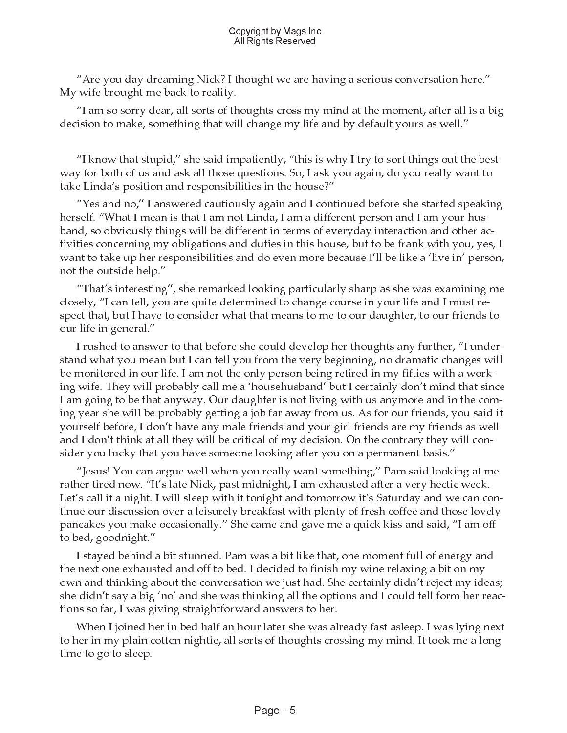"Are you day dreaming Nick? I thought we are having a serious conversation here." My wife brought me back to reality.

"I am so sorry dear, all sorts of thoughts cross my mind at the moment, after all is a big decision to make, something that will change my life and by default yours as well."

"I know that stupid," she said impatiently, "this is why I try to sort things out the best way for both of us and ask all those questions. So, I ask you again, do you really want to take Linda's position and responsibilities in the house?"

"Yes and no," I answered cautiously again and I continued before she started speaking herself. "What I mean is that I am not Linda, I am a different person and I am your husband, so obviously things will be different in terms of everyday interaction and other activities concerning my obligations and duties in this house, but to be frank with you, yes, I want to take up her responsibilities and do even more because I'll be like a 'live in' person, not the outside help."

"That's interesting", she remarked looking particularly sharp as she was examining me closely, "I can tell, you are quite determined to change course in your life and I must respect that, but I have to consider what that means to me to our daughter, to our friends to our life in general."

I rushed to answer to that before she could develop her thoughts any further, "I understand what you mean but I can tell you from the very beginning, no dramatic changes will be monitored in our life. I am not the only person being retired in my fifties with a working wife. They will probably call me a 'househusband' but I certainly don't mind that since I am going to be that anyway. Our daughter is not living with us anymore and in the coming year she will be probably getting a job far away from us. As for our friends, you said it yourself before, I don't have any male friends and your girl friends are my friends as well and I don't think at all they will be critical of my decision. On the contrary they will consider you lucky that you have someone looking after you on a permanent basis."

"Jesus! You can argue well when you really want something," Pam said looking at me rather tired now. "It's late Nick, past midnight, I am exhausted after a very hectic week. Let's call it a night. I will sleep with it tonight and tomorrow it's Saturday and we can continue our discussion over a leisurely breakfast with plenty of fresh coffee and those lovely pancakes you make occasionally." She came and gave me a quick kiss and said, "I am off to bed, goodnight."

I stayed behind a bit stunned. Pam was a bit like that, one moment full of energy and the next one exhausted and off to bed. I decided to finish my wine relaxing a bit on my own and thinking about the conversation we just had. She certainly didn't reject my ideas; she didn't say a big 'no' and she was thinking all the options and I could tell form her reactions so far, I was giving straightforward answers to her.

When I joined her in bed half an hour later she was already fast asleep. I was lying next to her in my plain cotton nightie, all sorts of thoughts crossing my mind. It took me a long time to go to sleep.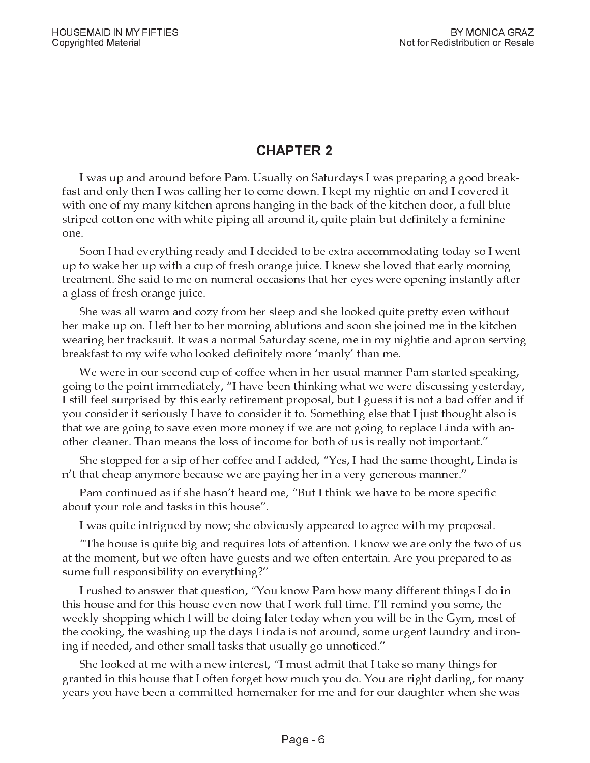# CHAPTER 2

I was up and around before Pam. Usually on Saturdays I was preparing a good breakfast and only then I was calling her to come down. I kept my nightie on and I covered it with one of my many kitchen aprons hanging in the back of the kitchen door, a full blue striped cotton one with white piping all around it, quite plain but definitely a feminine one.

Soon I had everything ready and I decided to be extra accommodating today so I went up to wake her up with a cup of fresh orange juice. I knew she loved that early morning treatment. She said to me on numeral occasions that her eyes were opening instantly after a glass of fresh orange juice.

She was all warm and cozy from her sleep and she looked quite pretty even without her make up on. I left her to her morning ablutions and soon she joined me in the kitchen wearing her tracksuit. It was a normal Saturday scene, me in my nightie and apron serving breakfast to my wife who looked definitely more 'manly' than me.

We were in our second cup of coffee when in her usual manner Pam started speaking, going to the point immediately, "I have been thinking what we were discussing yesterday, I still feel surprised by this early retirement proposal, but I guess it is not a bad offer and if you consider it seriously I have to consider it to. Something else that I just thought also is that we are going to save even more money if we are not going to replace Linda with another cleaner. Than means the loss of income for both of us is really not important."

She stopped for a sip of her coffee and I added, "Yes, I had the same thought, Linda isn't that cheap anymore because we are paying her in a very generous manner."

Pam continued as if she hasn't heard me, "But I think we have to be more specific about your role and tasks in this house".

I was quite intrigued by now; she obviously appeared to agree with my proposal.

"The house is quite big and requires lots of attention. I know we are only the two of us at the moment, but we often have guests and we often entertain. Are you prepared to assume full responsibility on everything?"

I rushed to answer that question, "You know Pam how many different things I do in this house and for this house even now that I work full time. I'll remind you some, the weekly shopping which I will be doing later today when you will be in the Gym, most of the cooking, the washing up the days Linda is not around, some urgent laundry and ironing if needed, and other small tasks that usually go unnoticed."

She looked at me with a new interest, "I must admit that I take so many things for granted in this house that I often forget how much you do. You are right darling, for many years you have been a committed homemaker for me and for our daughter when she was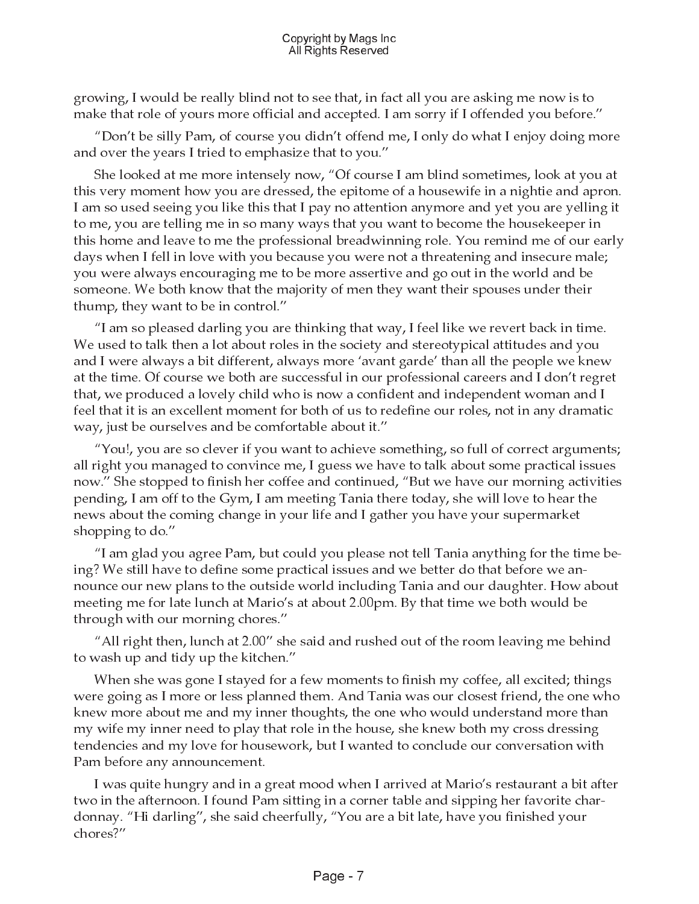growing, I would be really blind not to see that, in fact all you are asking me now is to make that role of yours more official and accepted. I am sorry if I offended you before."

"Don't be silly Pam, of course you didn't offend me, I only do what I enjoy doing more and over the years I tried to emphasize that to you."

She looked at me more intensely now, "Of course I am blind sometimes, look at you at this very moment how you are dressed, the epitome of a housewife in a nightie and apron. I am so used seeing you like this that I pay no attention anymore and yet you are yelling it to me, you are telling me in so many ways that you want to become the housekeeper in this home and leave to me the professional breadwinning role. You remind me of our early days when I fell in love with you because you were not a threatening and insecure male; you were always encouraging me to be more assertive and go out in the world and be someone. We both know that the majority of men they want their spouses under their thump, they want to be in control."

"I am so pleased darling you are thinking that way, I feel like we revert back in time. We used to talk then a lot about roles in the society and stereotypical attitudes and you and I were always a bit different, always more 'avant garde' than all the people we knew at the time. Of course we both are successful in our professional careers and I don't regret that, we produced a lovely child who is now a confident and independent woman and I feel that it is an excellent moment for both of us to redefine our roles, not in any dramatic way, just be ourselves and be comfortable about it."

"You!, you are so clever if you want to achieve something, so full of correct arguments; all right you managed to convince me, I guess we have to talk about some practical issues now." She stopped to finish her coffee and continued, "But we have our morning activities pending, I am off to the Gym, I am meeting Tania there today, she will love to hear the news about the coming change in your life and I gather you have your supermarket shopping to do."

"I am glad you agree Pam, but could you please not tell Tania anything for the time being? We still have to define some practical issues and we better do that before we announce our new plans to the outside world including Tania and our daughter. How about meeting me for late lunch at Mario's at about 2.00pm. By that time we both would be through with our morning chores."

"All right then, lunch at 2.00" she said and rushed out of the room leaving me behind to wash up and tidy up the kitchen."

When she was gone I stayed for a few moments to finish my coffee, all excited; things were going as I more or less planned them. And Tania was our closest friend, the one who knew more about me and my inner thoughts, the one who would understand more than my wife my inner need to play that role in the house, she knew both my cross dressing tendencies and my love for housework, but I wanted to conclude our conversation with Pam before any announcement.

I was quite hungry and in a great mood when I arrived at Mario's restaurant a bit after two in the afternoon. I found Pam sitting in a corner table and sipping her favorite chardonnay. "Hi darling", she said cheerfully, "You are a bit late, have you finished your chores?"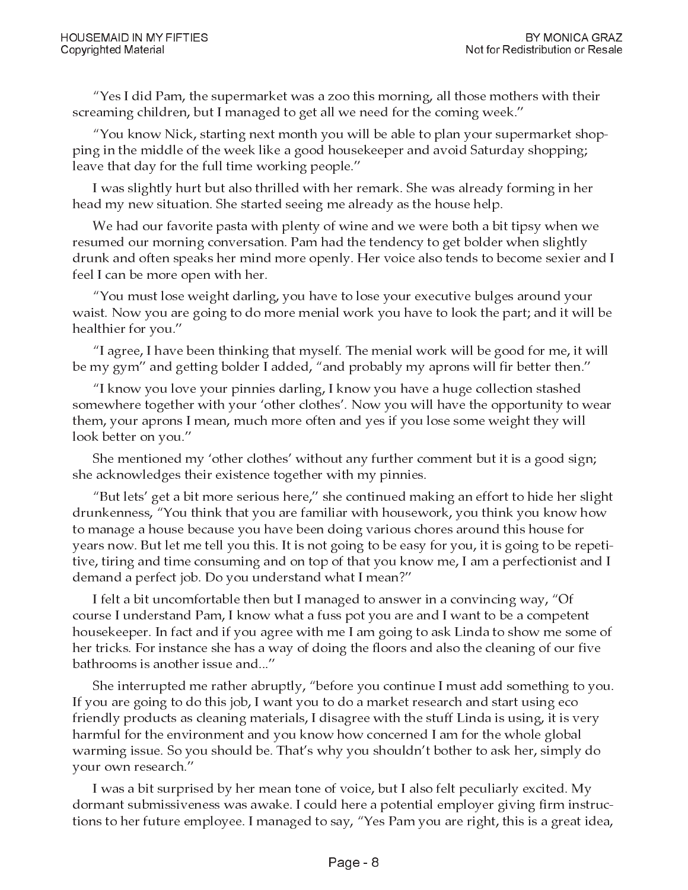"Yes I did Pam, the supermarket was a zoo this morning, all those mothers with their screaming children, but I managed to get all we need for the coming week."

"You know Nick, starting next month you will be able to plan your supermarket shopping in the middle of the week like a good housekeeper and avoid Saturday shopping; leave that day for the full time working people."

I was slightly hurt but also thrilled with her remark. She was already forming in her head my new situation. She started seeing me already as the house help.

We had our favorite pasta with plenty of wine and we were both a bit tipsy when we resumed our morning conversation. Pam had the tendency to get bolder when slightly drunk and often speaks her mind more openly. Her voice also tends to become sexier and I feel I can be more open with her.

"You must lose weight darling, you have to lose your executive bulges around your waist. Now you are going to do more menial work you have to look the part; and it will be healthier for you."

"I agree, I have been thinking that myself. The menial work will be good for me, it will be my gym" and getting bolder I added, "and probably my aprons will fir better then."

"I know you love your pinnies darling, I know you have a huge collection stashed somewhere together with your 'other clothes'. Now you will have the opportunity to wear them, your aprons I mean, much more often and yes if you lose some weight they will look better on you."

She mentioned my 'other clothes' without any further comment but it is a good sign; she acknowledges their existence together with my pinnies.

"But lets' get a bit more serious here," she continued making an effort to hide her slight drunkenness, "You think that you are familiar with housework, you think you know how to manage a house because you have been doing various chores around this house for years now. But let me tell you this. It is not going to be easy for you, it is going to be repetitive, tiring and time consuming and on top of that you know me, I am a perfectionist and I demand a perfect job. Do you understand what I mean?"

I felt a bit uncomfortable then but I managed to answer in a convincing way, "Of course I understand Pam, I know what a fuss pot you are and I want to be a competent housekeeper. In fact and if you agree with me I am going to ask Linda to show me some of her tricks. For instance she has a way of doing the floors and also the cleaning of our five bathrooms is another issue and..."

She interrupted me rather abruptly, "before you continue I must add something to you. If you are going to do this job, I want you to do a market research and start using eco friendly products as cleaning materials, I disagree with the stuff Linda is using, it is very harmful for the environment and you know how concerned I am for the whole global warming issue. So you should be. That's why you shouldn't bother to ask her, simply do your own research."

I was a bit surprised by her mean tone of voice, but I also felt peculiarly excited. My dormant submissiveness was awake. I could here a potential employer giving firm instructions to her future employee. I managed to say, "Yes Pam you are right, this is a great idea,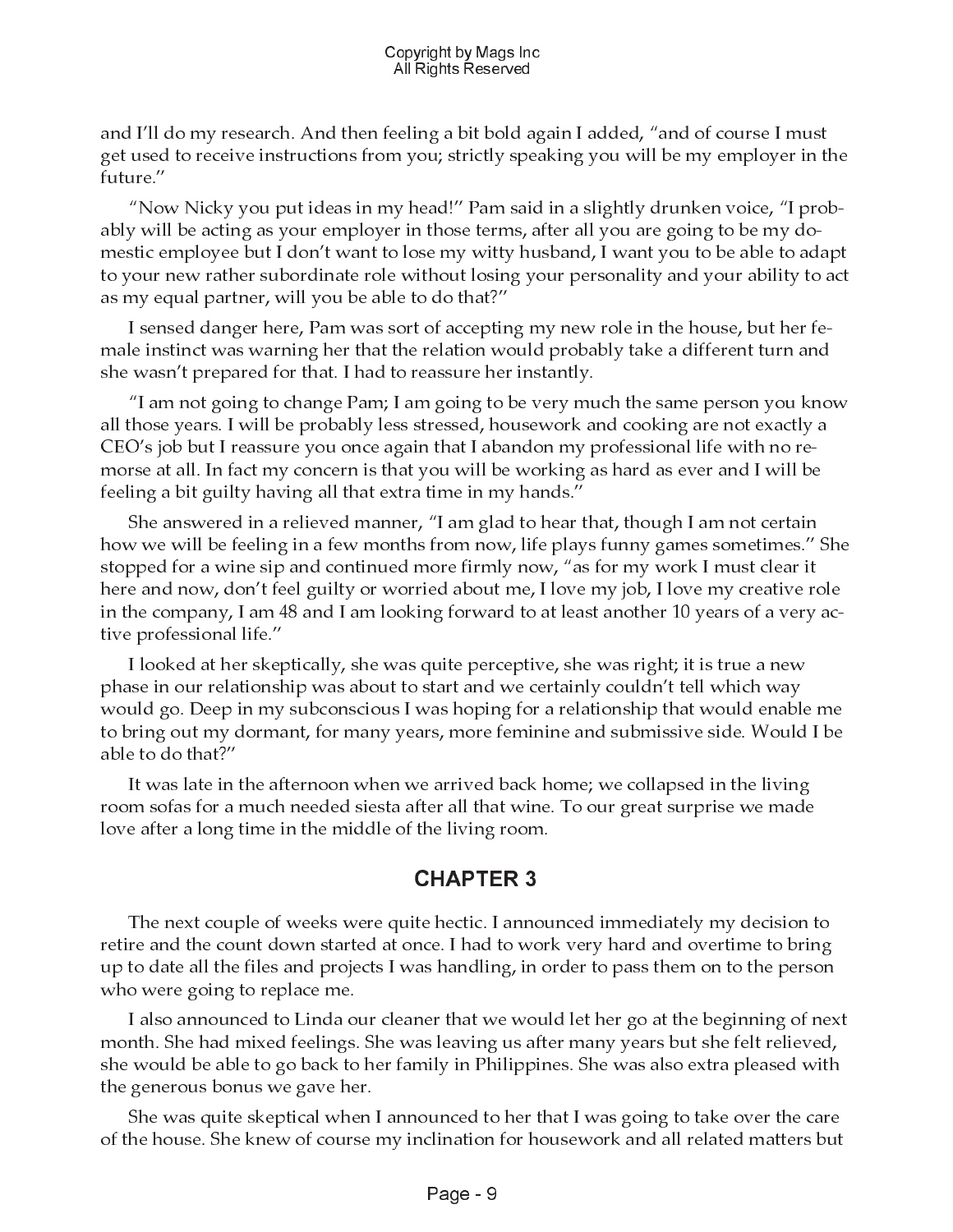and I'll do my research. And then feeling a bit bold again I added, "and of course I must get used to receive instructions from you; strictly speaking you will be my employer in the future."

"Now Nicky you put ideas in my head!" Pam said in a slightly drunken voice, "I probably will be acting as your employer in those terms, after all you are going to be my domestic employee but I don't want to lose my witty husband, I want you to be able to adapt to your new rather subordinate role without losing your personality and your ability to act as my equal partner, will you be able to do that?"

I sensed danger here, Pam was sort of accepting my new role in the house, but her female instinct was warning her that the relation would probably take a different turn and she wasn't prepared for that. I had to reassure her instantly.

"I am not going to change Pam; I am going to be very much the same person you know all those years. I will be probably less stressed, housework and cooking are not exactly a CEO's job but I reassure you once again that I abandon my professional life with no remorse at all. In fact my concern is that you will be working as hard as ever and I will be feeling a bit guilty having all that extra time in my hands."

She answered in a relieved manner, "I am glad to hear that, though I am not certain how we will be feeling in a few months from now, life plays funny games sometimes." She stopped for a wine sip and continued more firmly now, "as for my work I must clear it here and now, don't feel guilty or worried about me, I love my job, I love my creative role in the company, I am 48 and I am looking forward to at least another 10 years of a very active professional life."

I looked at her skeptically, she was quite perceptive, she was right; it is true a new phase in our relationship was about to start and we certainly couldn't tell which way would go. Deep in my subconscious I was hoping for a relationship that would enable me to bring out my dormant, for many years, more feminine and submissive side. Would I be able to do that?"

It was late in the afternoon when we arrived back home; we collapsed in the living room sofas for a much needed siesta after all that wine. To our great surprise we made love after a long time in the middle of the living room.

## CHAPTER 3

The next couple of weeks were quite hectic. I announced immediately my decision to retire and the count down started at once. I had to work very hard and overtime to bring up to date all the files and projects I was handling, in order to pass them on to the person who were going to replace me.

I also announced to Linda our cleaner that we would let her go at the beginning of next month. She had mixed feelings. She was leaving us after many years but she felt relieved, she would be able to go back to her family in Philippines. She was also extra pleased with the generous bonus we gave her.

She was quite skeptical when I announced to her that I was going to take over the care of the house. She knew of course my inclination for housework and all related matters but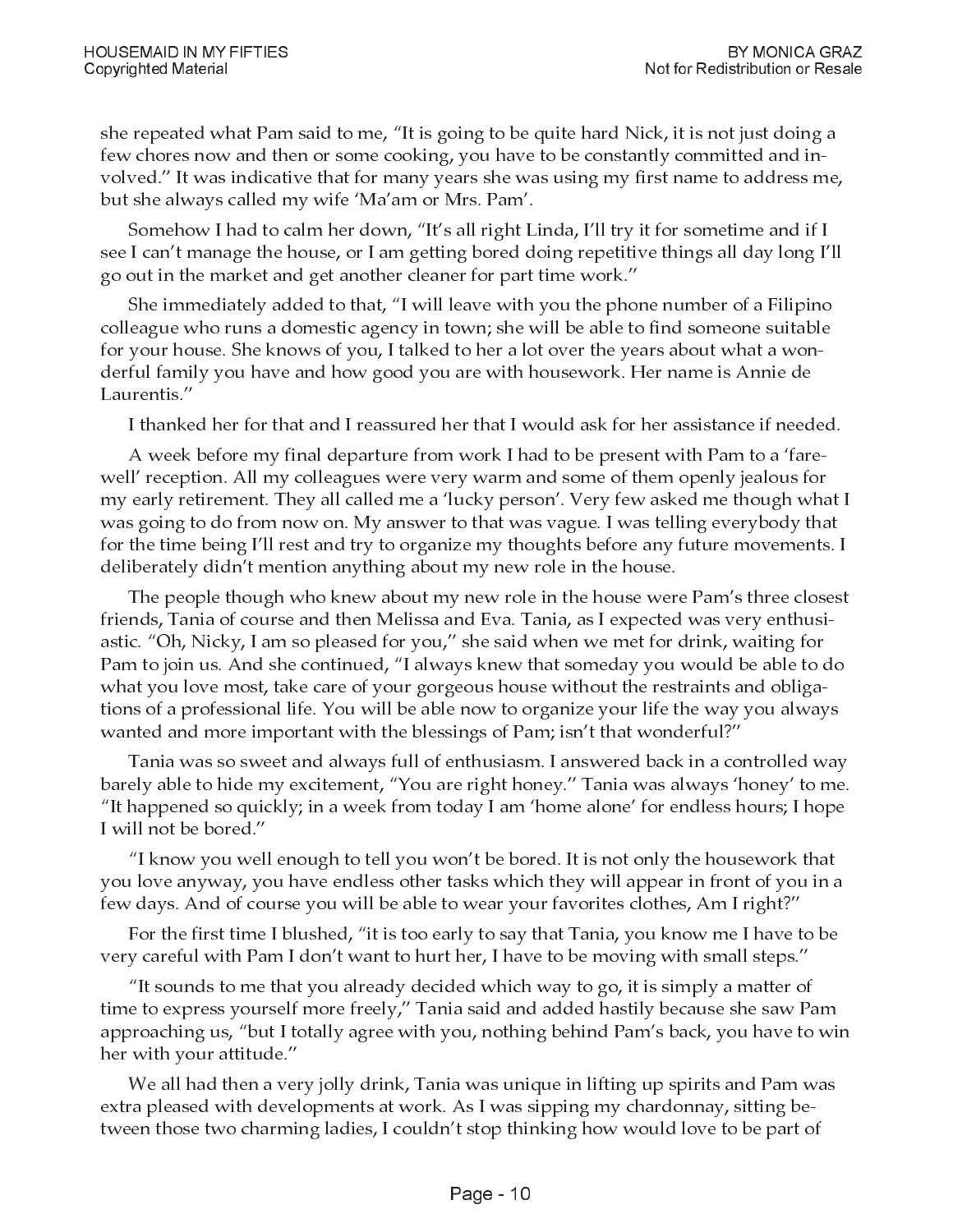she repeated what Pam said to me, "It is going to be quite hard Nick, it is not just doing a few chores now and then or some cooking, you have to be constantly committed and involved." It was indicative that for many years she was using my first name to address me, but she always called my wife 'Ma'am or Mrs. Pam'.

Somehow I had to calm her down, "It's all right Linda, I'll try it for sometime and if I see I can't manage the house, or I am getting bored doing repetitive things all day long I'll go out in the market and get another cleaner for part time work."

She immediately added to that, "I will leave with you the phone number of a Filipino colleague who runs a domestic agency in town; she will be able to find someone suitable for your house. She knows of you, I talked to her a lot over the years about what a wonderful family you have and how good you are with housework. Her name is Annie de Laurentis."

I thanked her for that and I reassured her that I would ask for her assistance if needed.

A week before my final departure from work I had to be present with Pam to a 'farewell' reception. All my colleagues were very warm and some of them openly jealous for my early retirement. They all called me a 'lucky person'. Very few asked me though what I was going to do from now on. My answer to that was vague. I was telling everybody that for the time being I'll rest and try to organize my thoughts before any future movements. I deliberately didn't mention anything about my new role in the house.

The people though who knew about my new role in the house were Pam's three closest friends, Tania of course and then Melissa and Eva. Tania, as I expected was very enthusiastic. "Oh, Nicky, I am so pleased for you," she said when we met for drink, waiting for Pam to join us. And she continued, "I always knew that someday you would be able to do what you love most, take care of your gorgeous house without the restraints and obligations of a professional life. You will be able now to organize your life the way you always wanted and more important with the blessings of Pam; isn't that wonderful?"

Tania was so sweet and always full of enthusiasm. I answered back in a controlled way barely able to hide my excitement, "You are right honey." Tania was always 'honey' to me. "It happened so quickly; in a week from today I am 'home alone' for endless hours; I hope I will not be bored."

"I know you well enough to tell you won't be bored. It is not only the housework that you love anyway, you have endless other tasks which they will appear in front of you in a few days. And of course you will be able to wear your favorites clothes, Am I right?"

For the first time I blushed, "it is too early to say that Tania, you know me I have to be very careful with Pam I don't want to hurt her, I have to be moving with small steps."

"It sounds to me that you already decided which way to go, it is simply a matter of time to express yourself more freely," Tania said and added hastily because she saw Pam approaching us, "but I totally agree with you, nothing behind Pam's back, you have to win her with your attitude."

We all had then a very jolly drink, Tania was unique in lifting up spirits and Pam was extra pleased with developments at work. As I was sipping my chardonnay, sitting between those two charming ladies, I couldn't stop thinking how would love to be part of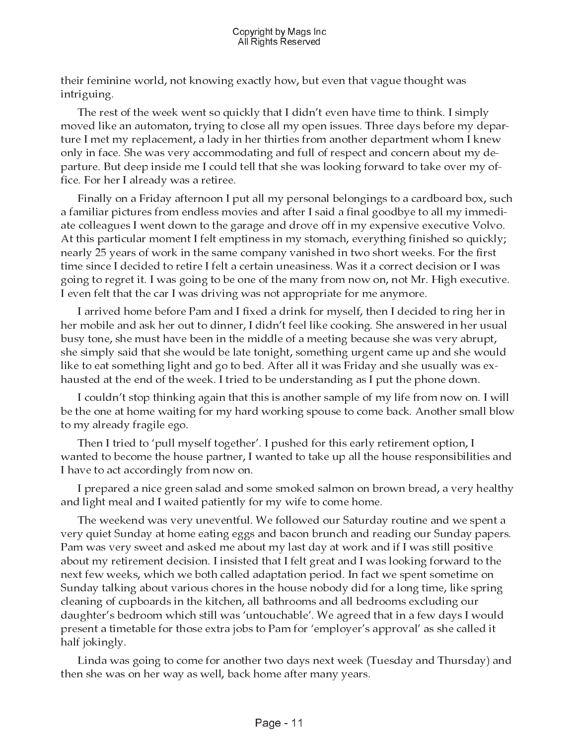their feminine world, not knowing exactly how, but even that vague thought was intriguing.

The rest of the week went so quickly that I didn't even have time to think. I simply moved like an automaton, trying to close all my open issues. Three days before my departure I met my replacement, a lady in her thirties from another department whom I knew only in face. She was very accommodating and full of respect and concern about my departure. But deep inside me I could tell that she was looking forward to take over my office. For her I already was a retiree.

Finally on a Friday afternoon I put all my personal belongings to a cardboard box, such a familiar pictures from endless movies and after I said a final goodbye to all my immediate colleagues I went down to the garage and drove off in my expensive executive Volvo. At this particular moment I felt emptiness in my stomach, everything finished so quickly; nearly 25 years of work in the same company vanished in two short weeks. For the first time since I decided to retire I felt a certain uneasiness. Was it a correct decision or I was going to regret it. I was going to be one of the many from now on, not Mr. High executive. I even felt that the car I was driving was not appropriate for me anymore.

I arrived home before Pam and I fixed a drink for myself, then I decided to ring her in her mobile and ask her out to dinner, I didn't feel like cooking. She answered in her usual busy tone, she must have been in the middle of a meeting because she was very abrupt, she simply said that she would be late tonight, something urgent came up and she would like to eat something light and go to bed. After all it was Friday and she usually was exhausted at the end of the week. I tried to be understanding as I put the phone down.

I couldn't stop thinking again that this is another sample of my life from now on. I will be the one at home waiting for my hard working spouse to come back. Another small blow to my already fragile ego.

Then I tried to 'pull myself together'. I pushed for this early retirement option, I wanted to become the house partner, I wanted to take up all the house responsibilities and I have to act accordingly from now on.

I prepared a nice green salad and some smoked salmon on brown bread, a very healthy and light meal and I waited patiently for my wife to come home.

The weekend was very uneventful. We followed our Saturday routine and we spent a very quiet Sunday at home eating eggs and bacon brunch and reading our Sunday papers. Pam was very sweet and asked me about my last day at work and if I was still positive about my retirement decision. I insisted that I felt great and I was looking forward to the next few weeks, which we both called adaptation period. In fact we spent sometime on Sunday talking about various chores in the house nobody did for a long time, like spring cleaning of cupboards in the kitchen, all bathrooms and all bedrooms excluding our daughter's bedroom which still was 'untouchable'. We agreed that in a few days I would present a timetable for those extra jobs to Pam for 'employer's approval' as she called it half jokingly.

Linda was going to come for another two days next week (Tuesday and Thursday) and then she was on her way as well, back home after many years.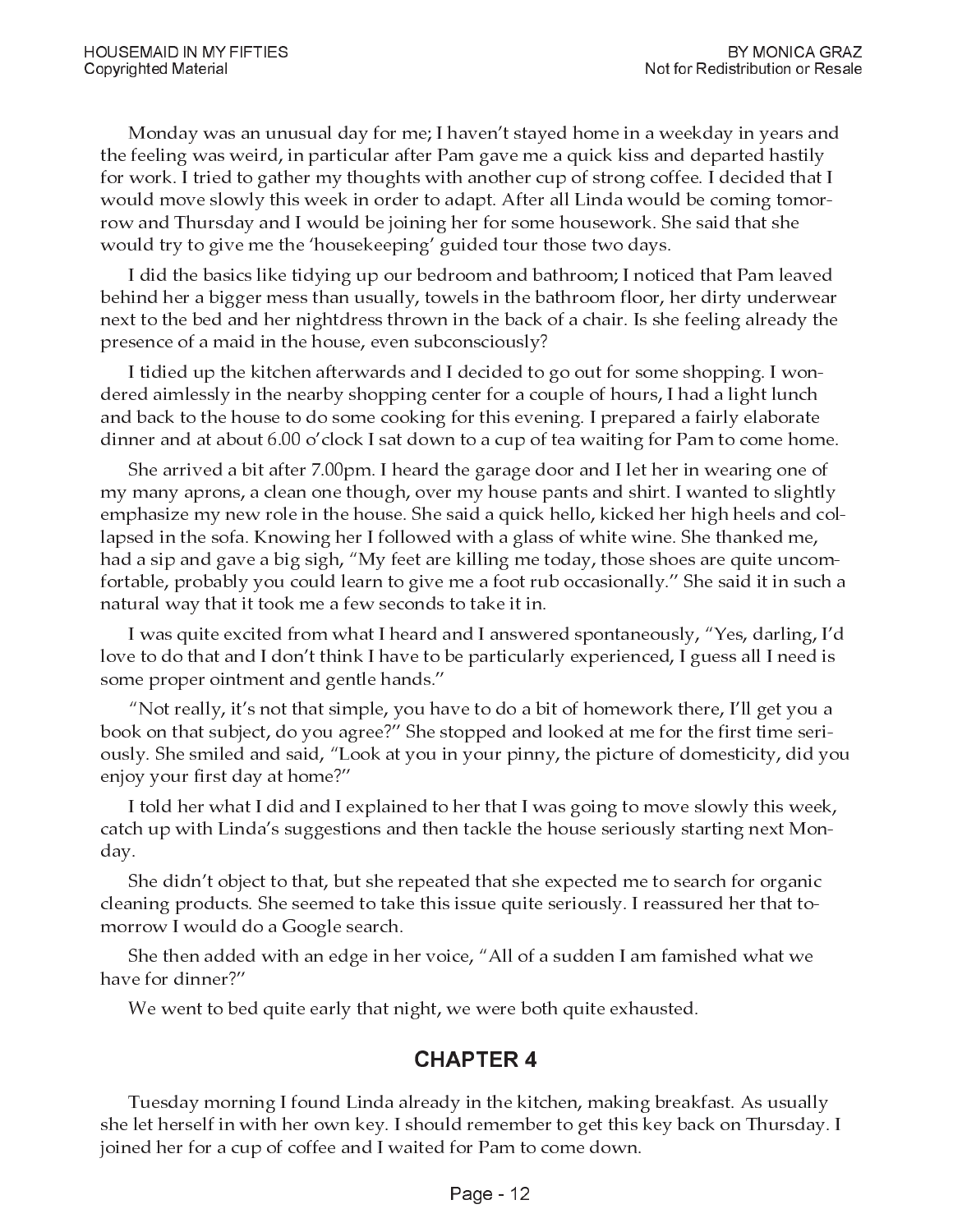Monday was an unusual day for me; I haven't stayed home in a weekday in years and the feeling was weird, in particular after Pam gave me a quick kiss and departed hastily for work. I tried to gather my thoughts with another cup of strong coffee. I decided that I would move slowly this week in order to adapt. After all Linda would be coming tomorrow and Thursday and I would be joining her for some housework. She said that she would try to give me the 'housekeeping' guided tour those two days.

I did the basics like tidying up our bedroom and bathroom; I noticed that Pam leaved behind her a bigger mess than usually, towels in the bathroom floor, her dirty underwear next to the bed and her nightdress thrown in the back of a chair. Is she feeling already the presence of a maid in the house, even subconsciously?

I tidied up the kitchen afterwards and I decided to go out for some shopping. I wondered aimlessly in the nearby shopping center for a couple of hours, I had a light lunch and back to the house to do some cooking for this evening. I prepared a fairly elaborate dinner and at about 6.00 o'clock I sat down to a cup of tea waiting for Pam to come home.

She arrived a bit after 7.00pm. I heard the garage door and I let her in wearing one of my many aprons, a clean one though, over my house pants and shirt. I wanted to slightly emphasize my new role in the house. She said a quick hello, kicked her high heels and collapsed in the sofa. Knowing her I followed with a glass of white wine. She thanked me, had a sip and gave a big sigh, "My feet are killing me today, those shoes are quite uncomfortable, probably you could learn to give me a foot rub occasionally." She said it in such a natural way that it took me a few seconds to take it in.

I was quite excited from what I heard and I answered spontaneously, "Yes, darling, I'd love to do that and I don't think I have to be particularly experienced, I guess all I need is some proper ointment and gentle hands."

"Not really, it's not that simple, you have to do a bit of homework there, I'll get you a book on that subject, do you agree?" She stopped and looked at me for the first time seriously. She smiled and said, "Look at you in your pinny, the picture of domesticity, did you enjoy your first day at home?"

I told her what I did and I explained to her that I was going to move slowly this week, catch up with Linda's suggestions and then tackle the house seriously starting next Monday.

She didn't object to that, but she repeated that she expected me to search for organic cleaning products. She seemed to take this issue quite seriously. I reassured her that tomorrow I would do a Google search.

She then added with an edge in her voice, "All of a sudden I am famished what we have for dinner?"

We went to bed quite early that night, we were both quite exhausted.

## CHAPTER 4

Tuesday morning I found Linda already in the kitchen, making breakfast. As usually she let herself in with her own key. I should remember to get this key back on Thursday. I joined her for a cup of coffee and I waited for Pam to come down.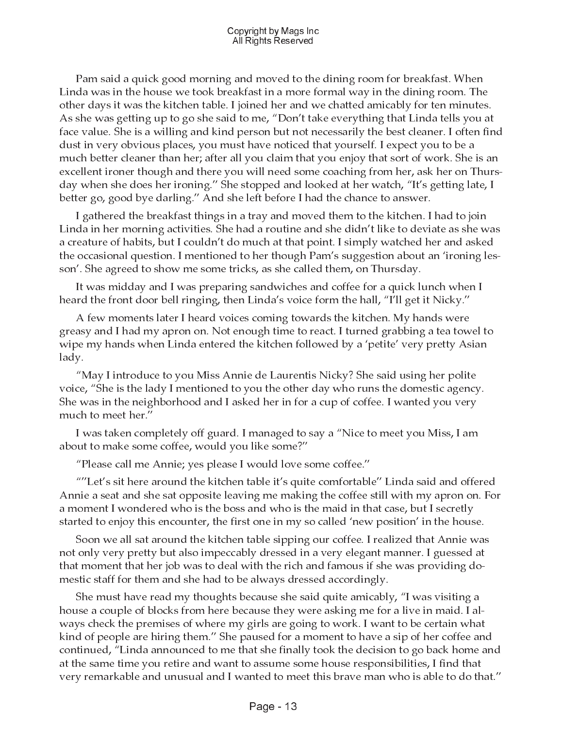Pam said a quick good morning and moved to the dining room for breakfast. When Linda was in the house we took breakfast in a more formal way in the dining room. The other days it was the kitchen table. I joined her and we chatted amicably for ten minutes. As she was getting up to go she said to me, "Don't take everything that Linda tells you at face value. She is a willing and kind person but not necessarily the best cleaner. I often find dust in very obvious places, you must have noticed that yourself. I expect you to be a much better cleaner than her; after all you claim that you enjoy that sort of work. She is an excellent ironer though and there you will need some coaching from her, ask her on Thursday when she does her ironing." She stopped and looked at her watch, "It's getting late, I better go, good bye darling." And she left before I had the chance to answer.

I gathered the breakfast things in a tray and moved them to the kitchen. I had to join Linda in her morning activities. She had a routine and she didn't like to deviate as she was a creature of habits, but I couldn't do much at that point. I simply watched her and asked the occasional question. I mentioned to her though Pam's suggestion about an 'ironing lesson'. She agreed to show me some tricks, as she called them, on Thursday.

It was midday and I was preparing sandwiches and coffee for a quick lunch when I heard the front door bell ringing, then Linda's voice form the hall, "I'll get it Nicky."

A few moments later I heard voices coming towards the kitchen. My hands were greasy and I had my apron on. Not enough time to react. I turned grabbing a tea towel to wipe my hands when Linda entered the kitchen followed by a 'petite' very pretty Asian lady.

"May I introduce to you Miss Annie de Laurentis Nicky? She said using her polite voice, "She is the lady I mentioned to you the other day who runs the domestic agency. She was in the neighborhood and I asked her in for a cup of coffee. I wanted you very much to meet her."

I was taken completely off guard. I managed to say a "Nice to meet you Miss, I am about to make some coffee, would you like some?"

"Please call me Annie; yes please I would love some coffee."

""Let's sit here around the kitchen table it's quite comfortable" Linda said and offered Annie a seat and she sat opposite leaving me making the coffee still with my apron on. For a moment I wondered who is the boss and who is the maid in that case, but I secretly started to enjoy this encounter, the first one in my so called 'new position' in the house.

Soon we all sat around the kitchen table sipping our coffee. I realized that Annie was not only very pretty but also impeccably dressed in a very elegant manner. I guessed at that moment that her job was to deal with the rich and famous if she was providing domestic staff for them and she had to be always dressed accordingly.

She must have read my thoughts because she said quite amicably, "I was visiting a house a couple of blocks from here because they were asking me for a live in maid. I always check the premises of where my girls are going to work. I want to be certain what kind of people are hiring them." She paused for a moment to have a sip of her coffee and continued, "Linda announced to me that she finally took the decision to go back home and at the same time you retire and want to assume some house responsibilities, I find that very remarkable and unusual and I wanted to meet this brave man who is able to do that."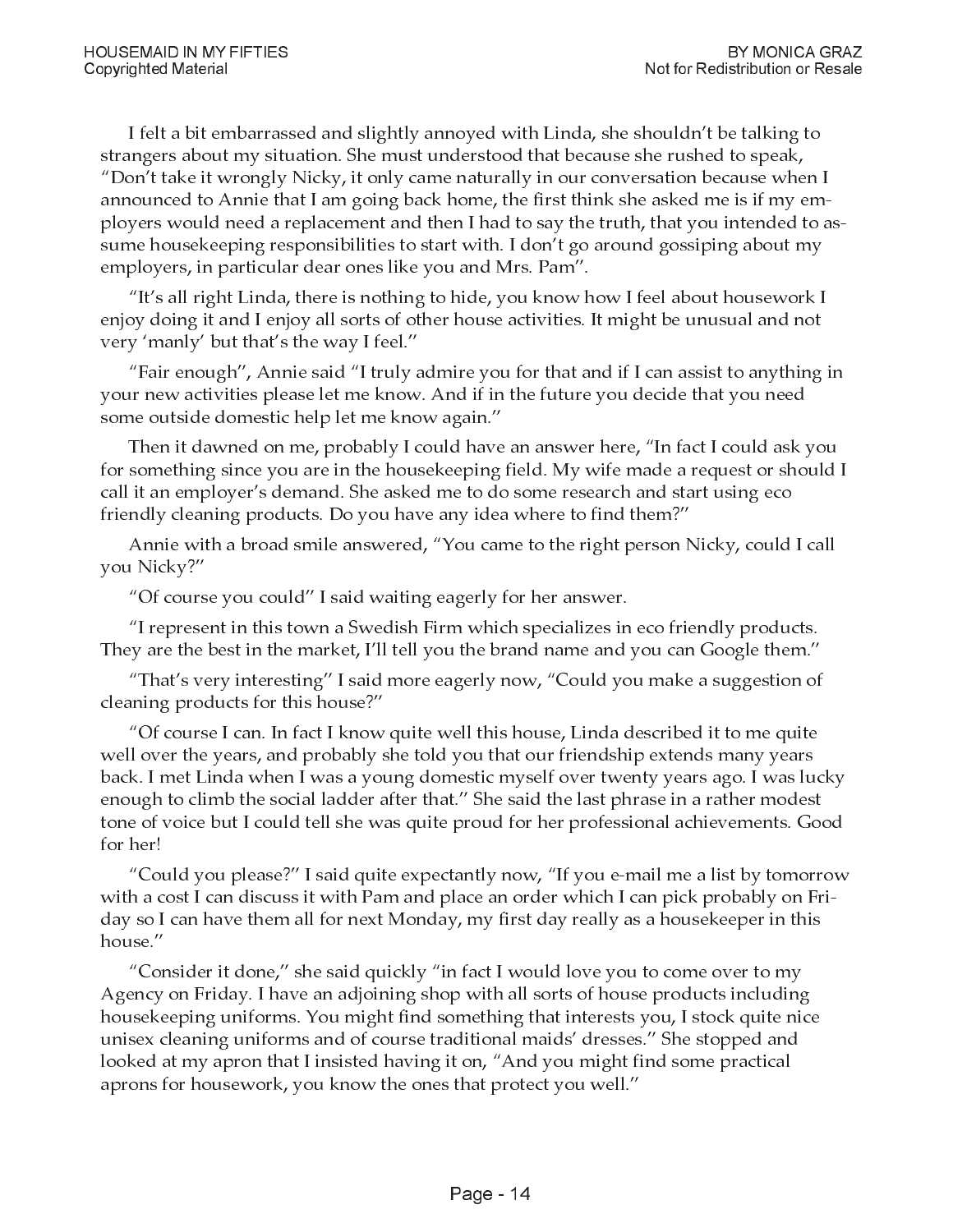I felt a bit embarrassed and slightly annoyed with Linda, she shouldn't be talking to strangers about my situation. She must understood that because she rushed to speak, "Don't take it wrongly Nicky, it only came naturally in our conversation because when I announced to Annie that I am going back home, the first think she asked me is if my employers would need a replacement and then I had to say the truth, that you intended to assume housekeeping responsibilities to start with. I don't go around gossiping about my employers, in particular dear ones like you and Mrs. Pam".

"It's all right Linda, there is nothing to hide, you know how I feel about housework I enjoy doing it and I enjoy all sorts of other house activities. It might be unusual and not very 'manly' but that's the way I feel."

"Fair enough", Annie said "I truly admire you for that and if I can assist to anything in your new activities please let me know. And if in the future you decide that you need some outside domestic help let me know again."

Then it dawned on me, probably I could have an answer here, "In fact I could ask you for something since you are in the housekeeping field. My wife made a request or should I call it an employer's demand. She asked me to do some research and start using eco friendly cleaning products. Do you have any idea where to find them?"

Annie with a broad smile answered, "You came to the right person Nicky, could I call you Nicky?"

"Of course you could" I said waiting eagerly for her answer.

"I represent in this town a Swedish Firm which specializes in eco friendly products. They are the best in the market, I'll tell you the brand name and you can Google them."

"That's very interesting" I said more eagerly now, "Could you make a suggestion of cleaning products for this house?"

"Of course I can. In fact I know quite well this house, Linda described it to me quite well over the years, and probably she told you that our friendship extends many years back. I met Linda when I was a young domestic myself over twenty years ago. I was lucky enough to climb the social ladder after that." She said the last phrase in a rather modest tone of voice but I could tell she was quite proud for her professional achievements. Good for her!

"Could you please?" I said quite expectantly now, "If you e-mail me a list by tomorrow with a cost I can discuss it with Pam and place an order which I can pick probably on Friday so I can have them all for next Monday, my first day really as a housekeeper in this house."

"Consider it done," she said quickly "in fact I would love you to come over to my Agency on Friday. I have an adjoining shop with all sorts of house products including housekeeping uniforms. You might find something that interests you, I stock quite nice unisex cleaning uniforms and of course traditional maids' dresses." She stopped and looked at my apron that I insisted having it on, "And you might find some practical aprons for housework, you know the ones that protect you well."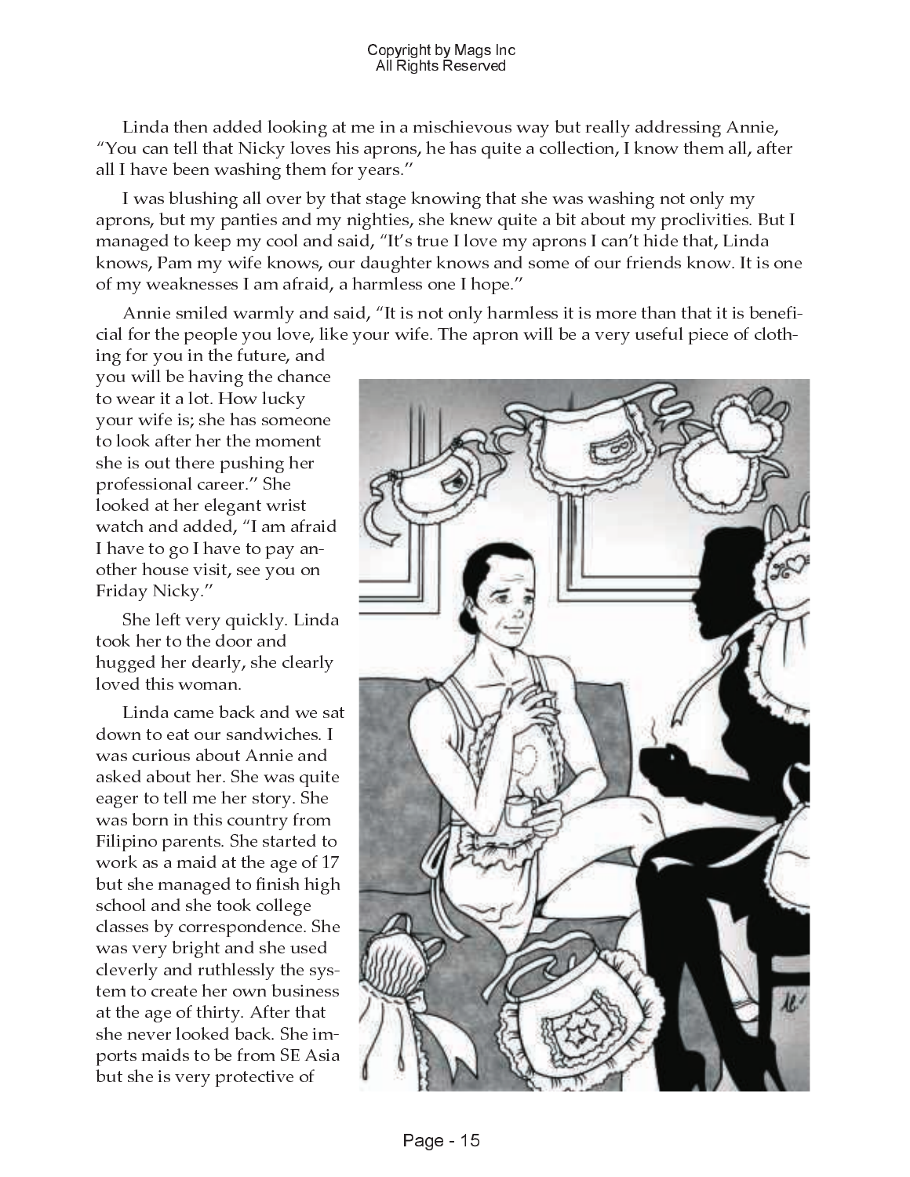Linda then added looking at me in a mischievous way but really addressing Annie, "You can tell that Nicky loves his aprons, he has quite a collection, I know them all, after all I have been washing them for years."

I was blushing all over by that stage knowing that she was washing not only my aprons, but my panties and my nighties, she knew quite a bit about my proclivities. But I managed to keep my cool and said, "It's true I love my aprons I can't hide that, Linda knows, Pam my wife knows, our daughter knows and some of our friends know. It is one of my weaknesses I am afraid, a harmless one I hope."

Annie smiled warmly and said, "It is not only harmless it is more than that it is beneficial for the people you love, like your wife. The apron will be a very useful piece of clothing for you in the future, and you will be having the chance to wear it a lot. How lucky your wife is; she has someone to look after her the moment she is out there pushing her professional career." She looked at her elegant wrist watch and added, "I am afraid I have to go I have to pay another house visit, see you on Friday Nicky."

She left very quickly. Linda took her to the door and hugged her dearly, she clearly loved this woman.

Linda came back and we sat down to eat our sandwiches. I was curious about Annie and asked about her. She was quite eager to tell me her story. She was born in this country from Filipino parents. She started to work as a maid at the age of 17 but she managed to finish high school and she took college classes by correspondence. She was very bright and she used cleverly and ruthlessly the system to create her own business at the age of thirty. After that she never looked back. She imports maids to be from SE Asia but she is very protective of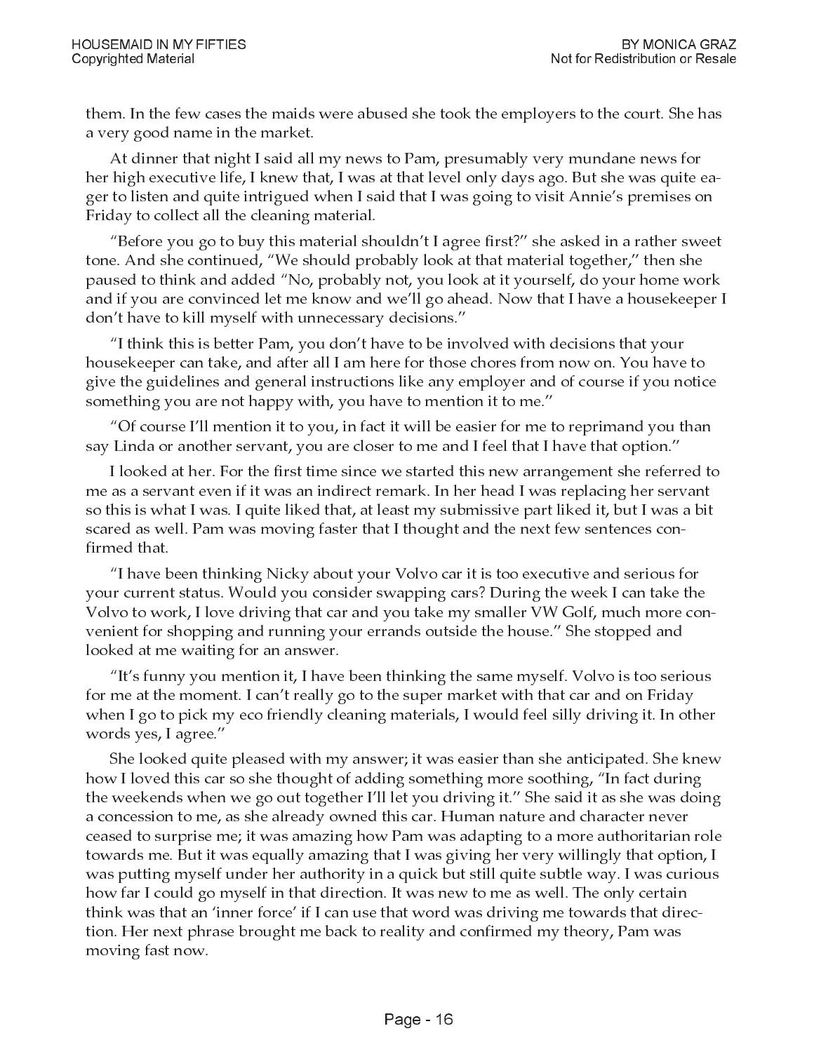them. In the few cases the maids were abused she took the employers to the court. She has a very good name in the market.

At dinner that night I said all my news to Pam, presumably very mundane news for her high executive life, I knew that, I was at that level only days ago. But she was quite eager to listen and quite intrigued when I said that I was going to visit Annie's premises on Friday to collect all the cleaning material.

"Before you go to buy this material shouldn't I agree first?" she asked in a rather sweet tone. And she continued, "We should probably look at that material together," then she paused to think and added "No, probably not, you look at it yourself, do your home work and if you are convinced let me know and we'll go ahead. Now that I have a housekeeper I don't have to kill myself with unnecessary decisions."

"I think this is better Pam, you don't have to be involved with decisions that your housekeeper can take, and after all I am here for those chores from now on. You have to give the guidelines and general instructions like any employer and of course if you notice something you are not happy with, you have to mention it to me."

"Of course I'll mention it to you, in fact it will be easier for me to reprimand you than say Linda or another servant, you are closer to me and I feel that I have that option."

I looked at her. For the first time since we started this new arrangement she referred to me as a servant even if it was an indirect remark. In her head I was replacing her servant so this is what I was. I quite liked that, at least my submissive part liked it, but I was a bit scared as well. Pam was moving faster that I thought and the next few sentences confirmed that.

"I have been thinking Nicky about your Volvo car it is too executive and serious for your current status. Would you consider swapping cars? During the week I can take the Volvo to work, I love driving that car and you take my smaller VW Golf, much more convenient for shopping and running your errands outside the house." She stopped and looked at me waiting for an answer.

"It's funny you mention it, I have been thinking the same myself. Volvo is too serious for me at the moment. I can't really go to the super market with that car and on Friday when I go to pick my eco friendly cleaning materials, I would feel silly driving it. In other words yes, I agree."

She looked quite pleased with my answer; it was easier than she anticipated. She knew how I loved this car so she thought of adding something more soothing, "In fact during the weekends when we go out together I'll let you driving it." She said it as she was doing a concession to me, as she already owned this car. Human nature and character never ceased to surprise me; it was amazing how Pam was adapting to a more authoritarian role towards me. But it was equally amazing that I was giving her very willingly that option, I was putting myself under her authority in a quick but still quite subtle way. I was curious how far I could go myself in that direction. It was new to me as well. The only certain think was that an 'inner force' if I can use that word was driving me towards that direction. Her next phrase brought me back to reality and confirmed my theory, Pam was moving fast now.